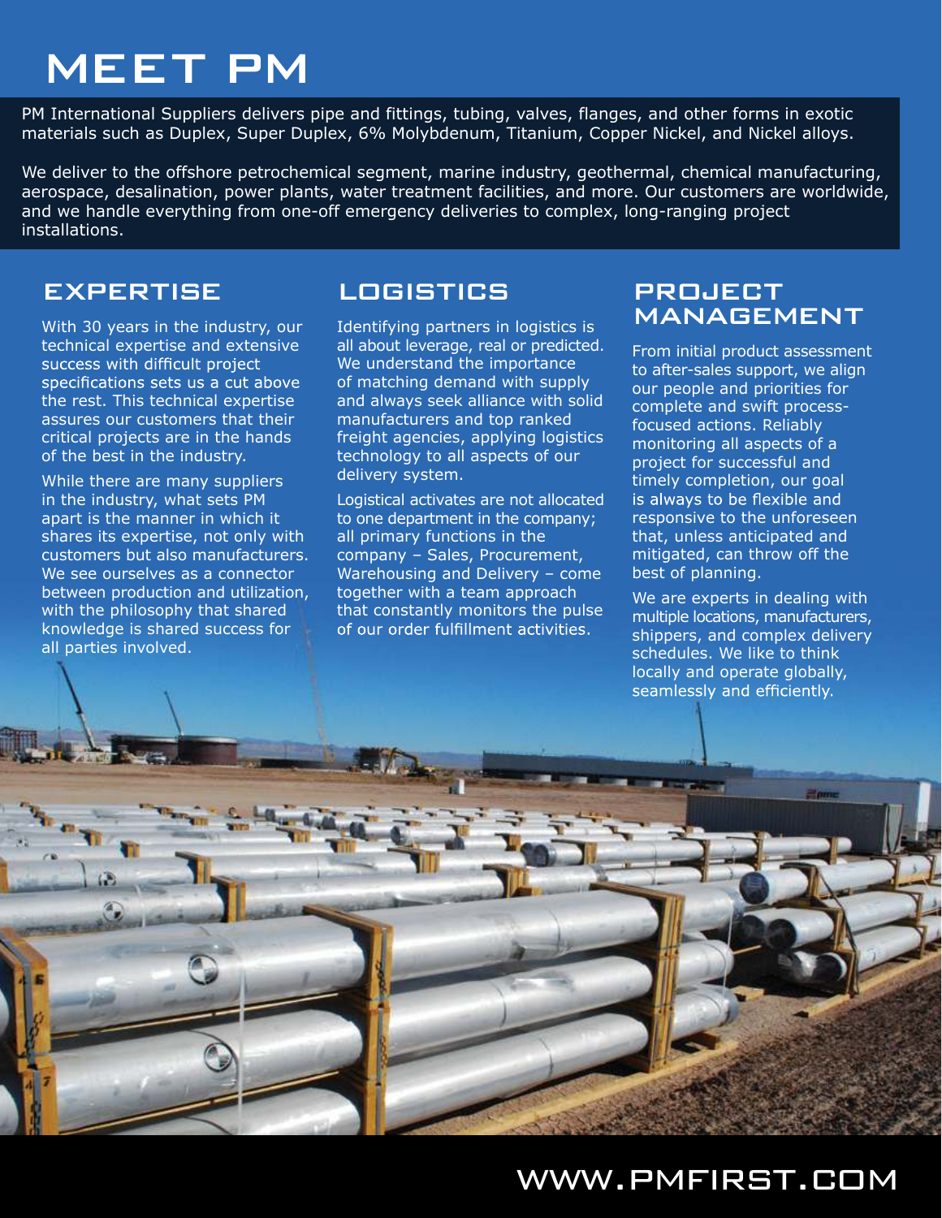# MEET PM

PM International Suppliers delivers pipe and fittings, tubing, valves, flanges, and other forms in exotic materials such as Duplex, Super Duplex, 6% Molybdenum, Titanium, Copper Nickel, and Nickel alloys.

We deliver to the offshore petrochemical segment, marine industry, geothermal, chemical manufacturing, aerospace, desalination, power plants, water treatment facilities, and more. Our customers are worldwide, and we handle everything from one-off emergency deliveries to complex, long-ranging project installations.

## EXPERTISE

With 30 years in the industry, our technical expertise and extensive success with difficult project specifications sets us a cut above the rest. This technical expertise assures our customers that their critical projects are in the hands of the best in the industry.

While there are many suppliers in the industry, what sets PM apart is the manner in which it shares its expertise, not only with customers but also manufacturers. We see ourselves as a connector between production and utilization, with the philosophy that shared knowledge is shared success for all parties involved.

## LOGISTICS

Identifying partners in logistics is all about leverage, real or predicted. We understand the importance of matching demand with supply and always seek alliance with solid manufacturers and top ranked freight agencies, applying logistics technology to all aspects of our delivery system.

Logistical activates are not allocated to one department in the company; all primary functions in the company – Sales, Procurement, Warehousing and Delivery – come together with a team approach that constantly monitors the pulse of our order fulfillment activities.

## PROJECT MANAGEMENT

From initial product assessment to after-sales support, we align our people and priorities for complete and swift process-focused actions. Reliably monitoring all aspects of a project for successful and timely completion, our goal is always to be flexible and responsive to the unforeseen that, unless anticipated and mitigated, can throw off the best of planning.

We are experts in dealing with multiple locations, manufacturers, shippers, and complex delivery schedules. We like to think locally and operate globally, seamlessly and efficiently.

WWW.PMFIRST.COM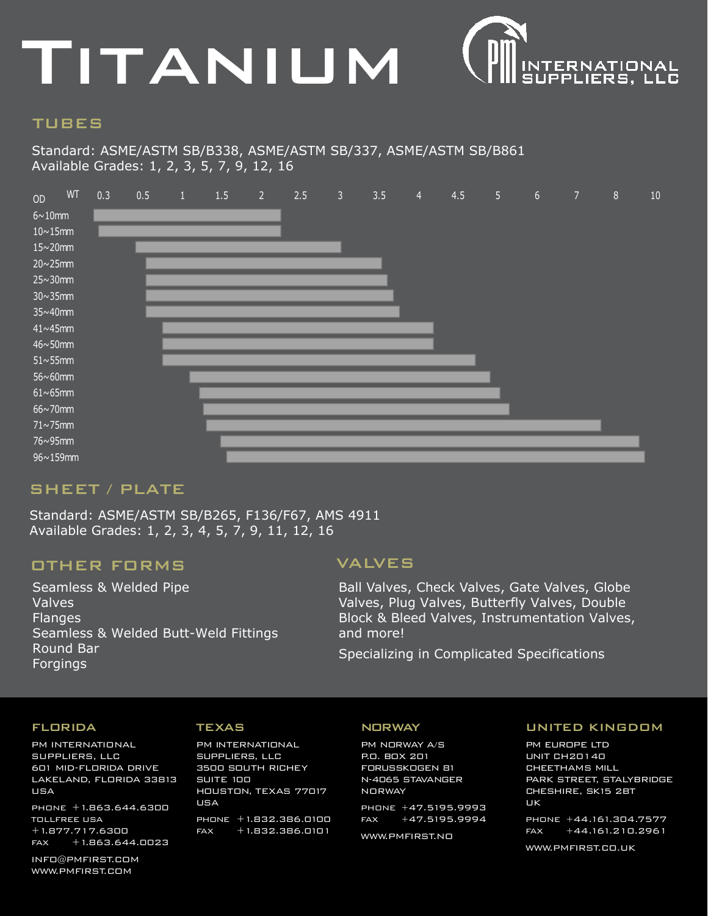# TITANIUM

PM INTERNATIONAL SUPPLIERS, LLC

## TUBES

Standard: ASME/ASTM SB/B338, ASME/ASTM SB/337, ASME/ASTM SB/B861
Available Grades: 1, 2, 3, 5, 7, 9, 12, 16

OD
WT
0.3 0.5 1 1.5 2 2.5 3 3.5 4 4.5 5 6 7 8 10
6~10mm
10~15mm
15~20mm
20~25mm
25~30mm
30~35mm
35~40mm
41~45mm
46~50mm
51~55mm
56~60mm
61~65mm
66~70mm
71~75mm
76~95mm
96~159mm

## SHEET / PLATE

Standard: ASME/ASTM SB/B265, F136/F67, AMS 4911
Available Grades: 1, 2, 3, 4, 5, 7, 9, 11, 12, 16

## OTHER FORMS

Seamless & Welded Pipe
Valves
Flanges
Seamless & Welded Butt-Weld Fittings
Round Bar
Forgings

## VALVES

Ball Valves, Check Valves, Gate Valves, Globe Valves, Plug Valves, Butterfly Valves, Double Block & Bleed Valves, Instrumentation Valves, and more!

Specializing in Complicated Specifications

### FLORIDA

PM INTERNATIONAL SUPPLIERS, LLC
601 MID-FLORIDA DRIVE
LAKELAND, FLORIDA 33813
USA

PHONE +1.863.644.6300
TOLLFREE USA +1.877.717.6300
FAX +1.863.644.0023

INFO@PMFIRST.COM
WWW.PMFIRST.COM

### TEXAS

PM INTERNATIONAL SUPPLIERS, LLC
3500 SOUTH RICHEY
SUITE 100
HOUSTON, TEXAS 77017
USA

PHONE +1.832.386.0100
FAX +1.832.386.0101

### NORWAY

PM NORWAY A/S
P.O. BOX 201
FORUSSKOGEN 81
N-4065 STAVANGER
NORWAY

PHONE +47.5195.9993
FAX +47.5195.9994

WWW.PMFIRST.NO

### UNITED KINGDOM

PM EUROPE LTD
UNIT CH20140
CHEETHAMS MILL
PARK STREET, STALYBRIDGE
CHESHIRE, SK15 2BT
UK

PHONE +44.161.304.7577
FAX +44.161.210.2961

WWW.PMFIRST.CO.UK